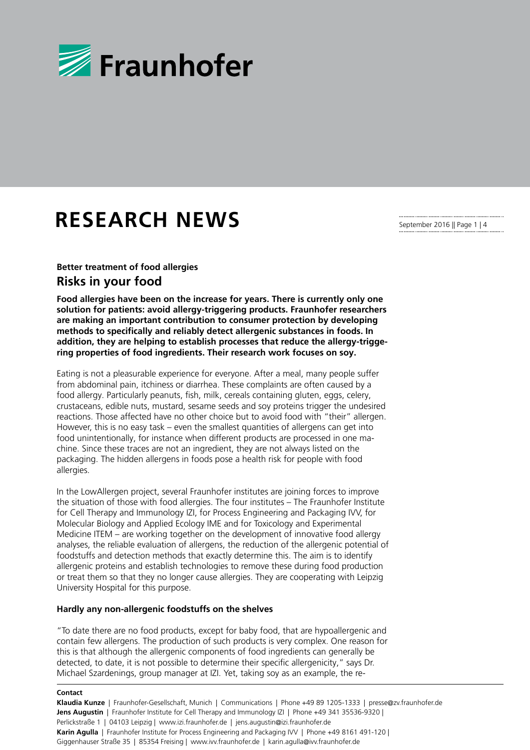# RESEARCH NEWS

**Better treatment of food allergies**

## Risks in your food

**Food allergies have been on the increase for years. There is currently only one solution for patients: avoid allergy-triggering products. Fraunhofer researchers are making an important contribution to consumer protection by developing methods to specifically and reliably detect allergenic substances in foods. In addition, they are helping to establish processes that reduce the allergy-triggering properties of food ingredients. Their research work focuses on soy.**

Eating is not a pleasurable experience for everyone. After a meal, many people suffer from abdominal pain, itchiness or diarrhea. These complaints are often caused by a food allergy. Particularly peanuts, fish, milk, cereals containing gluten, eggs, celery, crustaceans, edible nuts, mustard, sesame seeds and soy proteins trigger the undesired reactions. Those affected have no other choice but to avoid food with "their" allergen. However, this is no easy task – even the smallest quantities of allergens can get into food unintentionally, for instance when different products are processed in one machine. Since these traces are not an ingredient, they are not always listed on the packaging. The hidden allergens in foods pose a health risk for people with food allergies.

In the LowAllergen project, several Fraunhofer institutes are joining forces to improve the situation of those with food allergies. The four institutes – The Fraunhofer Institute for Cell Therapy and Immunology IZI, for Process Engineering and Packaging IVV, for Molecular Biology and Applied Ecology IME and for Toxicology and Experimental Medicine ITEM – are working together on the development of innovative food allergy analyses, the reliable evaluation of allergens, the reduction of the allergenic potential of foodstuffs and detection methods that exactly determine this. The aim is to identify allergenic proteins and establish technologies to remove these during food production or treat them so that they no longer cause allergies. They are cooperating with Leipzig University Hospital for this purpose.

### Hardly any non-allergenic foodstuffs on the shelves

"To date there are no food products, except for baby food, that are hypoallergenic and contain few allergens. The production of such products is very complex. One reason for this is that although the allergenic components of food ingredients can generally be detected, to date, it is not possible to determine their specific allergenicity," says Dr. Michael Szardenings, group manager at IZI. Yet, taking soy as an example, the re-

**Contact**

**Klaudia Kunze** | Fraunhofer-Gesellschaft, Munich | Communications | Phone +49 89 1205-1333 | presse@zv.fraunhofer.de
**Jens Augustin** | Fraunhofer Institute for Cell Therapy and Immunology IZI | Phone +49 341 35536-9320 | Perlickstraße 1 | 04103 Leipzig | www.izi.fraunhofer.de | jens.augustin@izi.fraunhofer.de
**Karin Agulla** | Fraunhofer Institute for Process Engineering and Packaging IVV | Phone +49 8161 491-120 | Giggenhauser Straße 35 | 85354 Freising | www.ivv.fraunhofer.de | karin.agulla@ivv.fraunhofer.de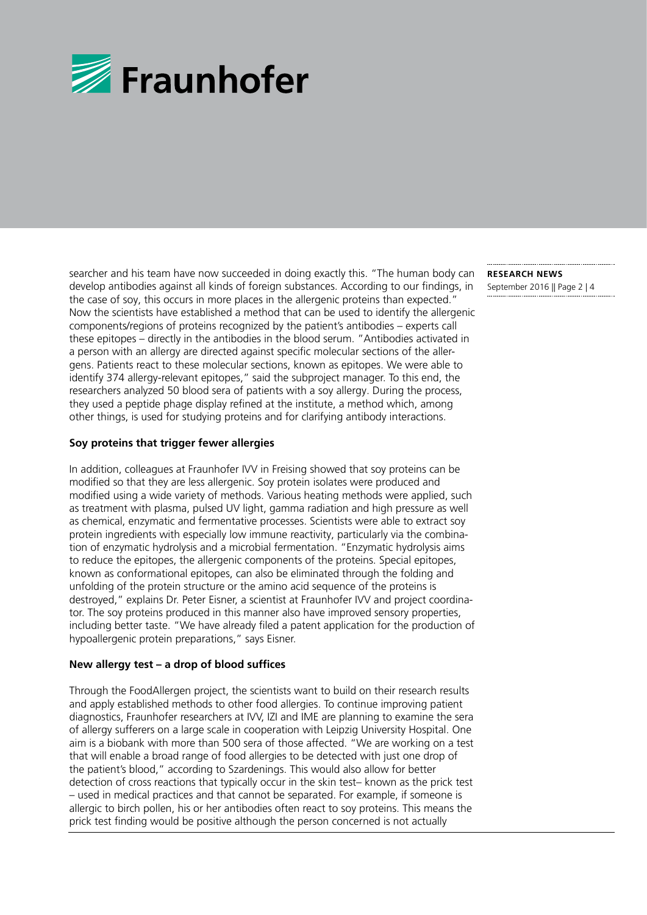searcher and his team have now succeeded in doing exactly this. "The human body can develop antibodies against all kinds of foreign substances. According to our findings, in the case of soy, this occurs in more places in the allergenic proteins than expected." Now the scientists have established a method that can be used to identify the allergenic components/regions of proteins recognized by the patient's antibodies – experts call these epitopes – directly in the antibodies in the blood serum. "Antibodies activated in a person with an allergy are directed against specific molecular sections of the allergens. Patients react to these molecular sections, known as epitopes. We were able to identify 374 allergy-relevant epitopes," said the subproject manager. To this end, the researchers analyzed 50 blood sera of patients with a soy allergy. During the process, they used a peptide phage display refined at the institute, a method which, among other things, is used for studying proteins and for clarifying antibody interactions.

**Soy proteins that trigger fewer allergies**

In addition, colleagues at Fraunhofer IVV in Freising showed that soy proteins can be modified so that they are less allergenic. Soy protein isolates were produced and modified using a wide variety of methods. Various heating methods were applied, such as treatment with plasma, pulsed UV light, gamma radiation and high pressure as well as chemical, enzymatic and fermentative processes. Scientists were able to extract soy protein ingredients with especially low immune reactivity, particularly via the combination of enzymatic hydrolysis and a microbial fermentation. "Enzymatic hydrolysis aims to reduce the epitopes, the allergenic components of the proteins. Special epitopes, known as conformational epitopes, can also be eliminated through the folding and unfolding of the protein structure or the amino acid sequence of the proteins is destroyed," explains Dr. Peter Eisner, a scientist at Fraunhofer IVV and project coordinator. The soy proteins produced in this manner also have improved sensory properties, including better taste. "We have already filed a patent application for the production of hypoallergenic protein preparations," says Eisner.

**New allergy test – a drop of blood suffices**

Through the FoodAllergen project, the scientists want to build on their research results and apply established methods to other food allergies. To continue improving patient diagnostics, Fraunhofer researchers at IVV, IZI and IME are planning to examine the sera of allergy sufferers on a large scale in cooperation with Leipzig University Hospital. One aim is a biobank with more than 500 sera of those affected. "We are working on a test that will enable a broad range of food allergies to be detected with just one drop of the patient's blood," according to Szardenings. This would also allow for better detection of cross reactions that typically occur in the skin test– known as the prick test – used in medical practices and that cannot be separated. For example, if someone is allergic to birch pollen, his or her antibodies often react to soy proteins. This means the prick test finding would be positive although the person concerned is not actually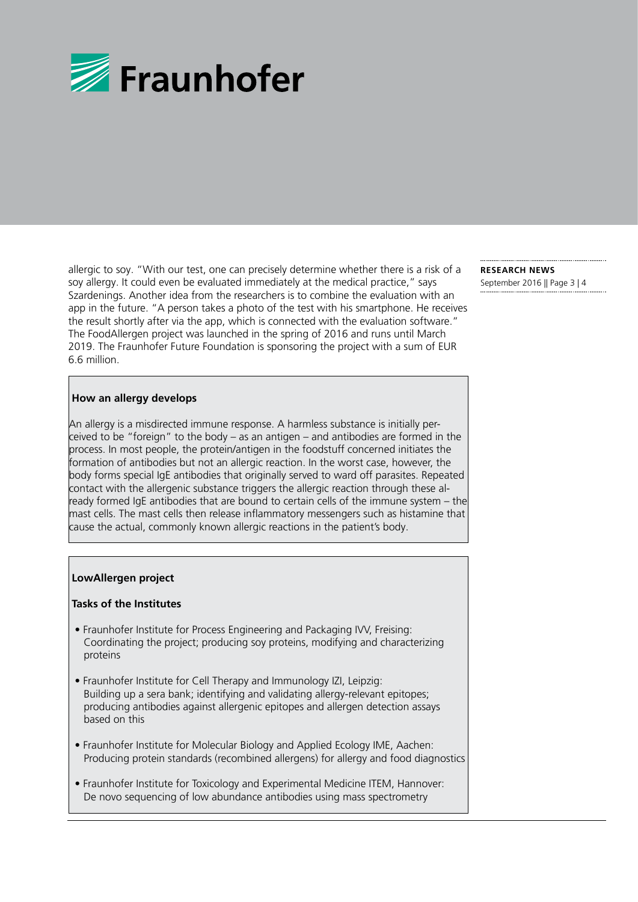allergic to soy. "With our test, one can precisely determine whether there is a risk of a soy allergy. It could even be evaluated immediately at the medical practice," says Szardenings. Another idea from the researchers is to combine the evaluation with an app in the future. "A person takes a photo of the test with his smartphone. He receives the result shortly after via the app, which is connected with the evaluation software." The FoodAllergen project was launched in the spring of 2016 and runs until March 2019. The Fraunhofer Future Foundation is sponsoring the project with a sum of EUR 6.6 million.

**How an allergy develops**

An allergy is a misdirected immune response. A harmless substance is initially perceived to be "foreign" to the body – as an antigen – and antibodies are formed in the process. In most people, the protein/antigen in the foodstuff concerned initiates the formation of antibodies but not an allergic reaction. In the worst case, however, the body forms special IgE antibodies that originally served to ward off parasites. Repeated contact with the allergenic substance triggers the allergic reaction through these already formed IgE antibodies that are bound to certain cells of the immune system – the mast cells. The mast cells then release inflammatory messengers such as histamine that cause the actual, commonly known allergic reactions in the patient's body.

**LowAllergen project**

**Tasks of the Institutes**

- Fraunhofer Institute for Process Engineering and Packaging IVV, Freising: Coordinating the project; producing soy proteins, modifying and characterizing proteins
- Fraunhofer Institute for Cell Therapy and Immunology IZI, Leipzig: Building up a sera bank; identifying and validating allergy-relevant epitopes; producing antibodies against allergenic epitopes and allergen detection assays based on this
- Fraunhofer Institute for Molecular Biology and Applied Ecology IME, Aachen: Producing protein standards (recombined allergens) for allergy and food diagnostics
- Fraunhofer Institute for Toxicology and Experimental Medicine ITEM, Hannover: De novo sequencing of low abundance antibodies using mass spectrometry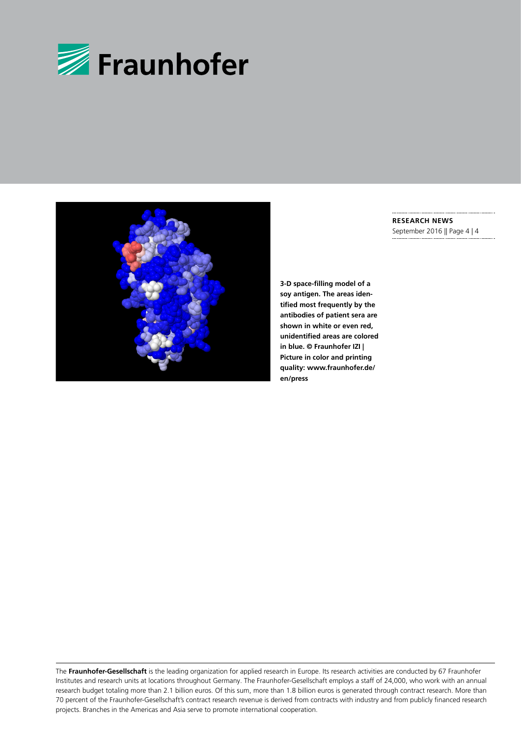3-D space-filling model of a soy antigen. The areas identified most frequently by the antibodies of patient sera are shown in white or even red, unidentified areas are colored in blue. © Fraunhofer IZI | Picture in color and printing quality: www.fraunhofer.de/en/press

The **Fraunhofer-Gesellschaft** is the leading organization for applied research in Europe. Its research activities are conducted by 67 Fraunhofer Institutes and research units at locations throughout Germany. The Fraunhofer-Gesellschaft employs a staff of 24,000, who work with an annual research budget totaling more than 2.1 billion euros. Of this sum, more than 1.8 billion euros is generated through contract research. More than 70 percent of the Fraunhofer-Gesellschaft's contract research revenue is derived from contracts with industry and from publicly financed research projects. Branches in the Americas and Asia serve to promote international cooperation.